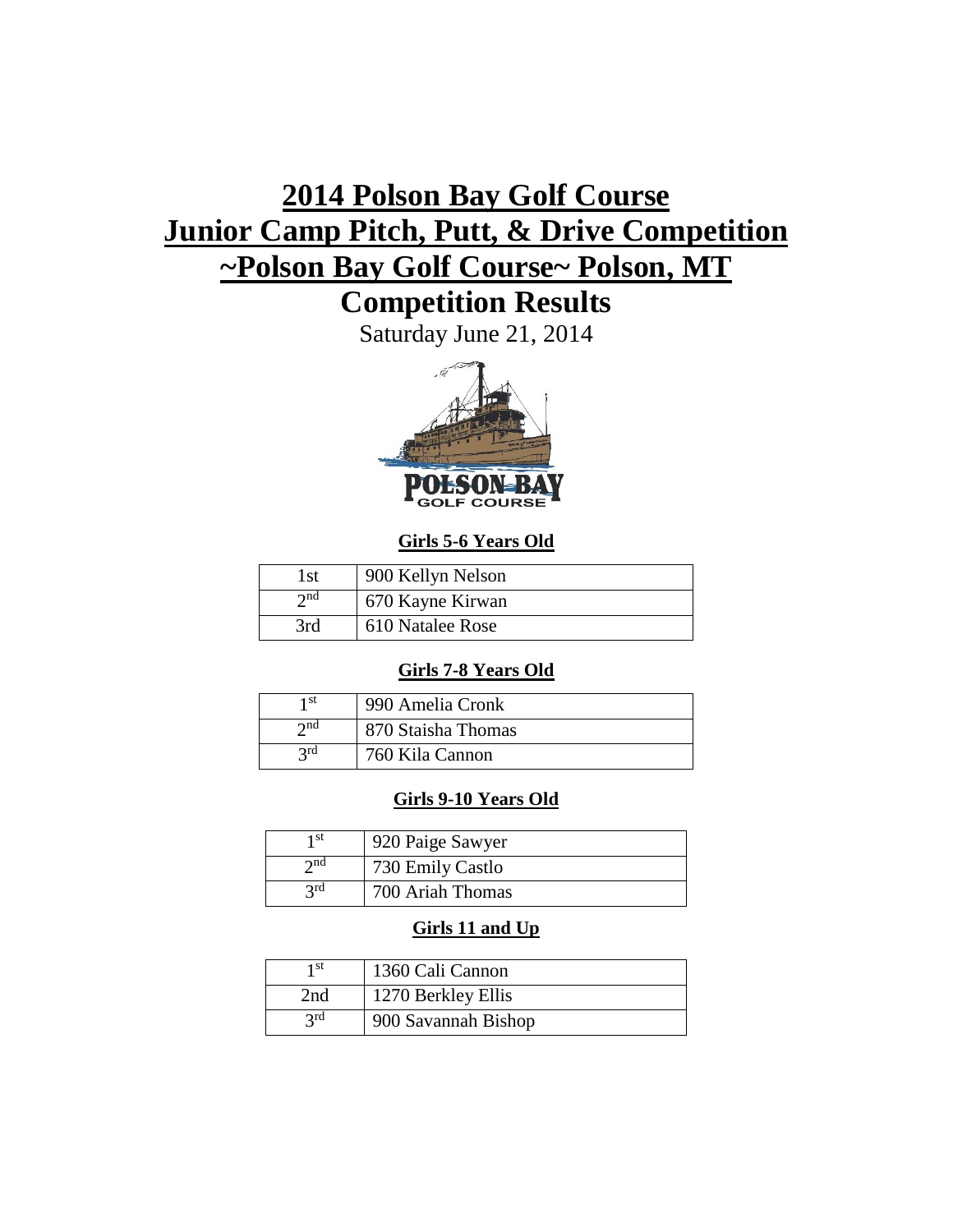# 2014 Polson Bay Golf Course
# Junior Camp Pitch, Putt, & Drive Competition
# ~Polson Bay Golf Course~ Polson, MT
# Competition Results

Saturday June 21, 2014

### Girls 5-6 Years Old

| | |
|---|---|
| 1st | 900 Kellyn Nelson |
| 2nd | 670 Kayne Kirwan |
| 3rd | 610 Natalee Rose |

### Girls 7-8 Years Old

| | |
|---|---|
| 1st | 990 Amelia Cronk |
| 2nd | 870 Staisha Thomas |
| 3rd | 760 Kila Cannon |

### Girls 9-10 Years Old

| | |
|---|---|
| 1st | 920 Paige Sawyer |
| 2nd | 730 Emily Castlo |
| 3rd | 700 Ariah Thomas |

### Girls 11 and Up

| | |
|---|---|
| 1st | 1360 Cali Cannon |
| 2nd | 1270 Berkley Ellis |
| 3rd | 900 Savannah Bishop |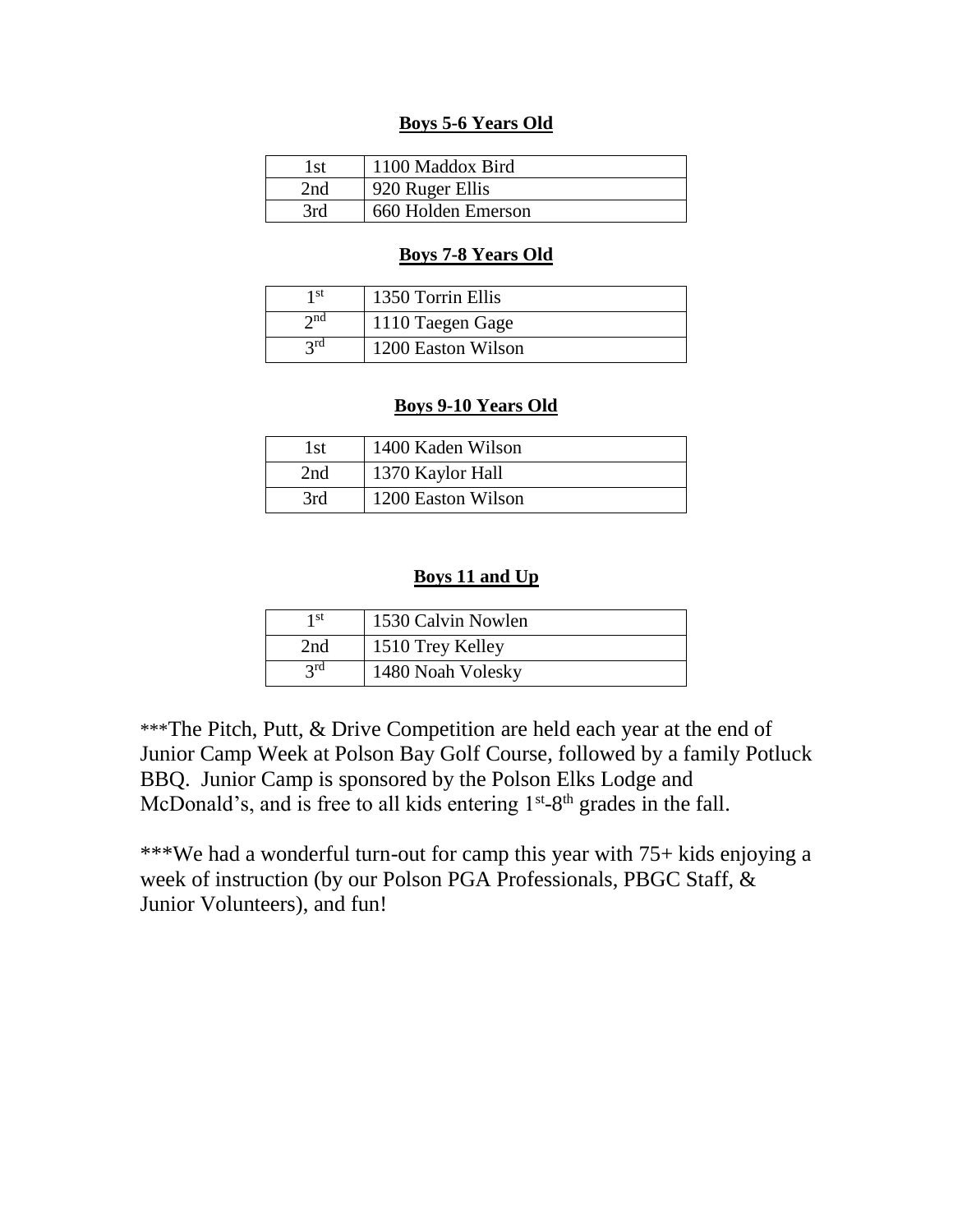**Boys 5-6 Years Old**

| | |
|---|---|
| 1st | 1100 Maddox Bird |
| 2nd | 920 Ruger Ellis |
| 3rd | 660 Holden Emerson |

**Boys 7-8 Years Old**

| | |
|---|---|
| 1st | 1350 Torrin Ellis |
| 2nd | 1110 Taegen Gage |
| 3rd | 1200 Easton Wilson |

**Boys 9-10 Years Old**

| | |
|---|---|
| 1st | 1400 Kaden Wilson |
| 2nd | 1370 Kaylor Hall |
| 3rd | 1200 Easton Wilson |

**Boys 11 and Up**

| | |
|---|---|
| 1st | 1530 Calvin Nowlen |
| 2nd | 1510 Trey Kelley |
| 3rd | 1480 Noah Volesky |

***The Pitch, Putt, & Drive Competition are held each year at the end of Junior Camp Week at Polson Bay Golf Course, followed by a family Potluck BBQ. Junior Camp is sponsored by the Polson Elks Lodge and McDonald's, and is free to all kids entering 1st-8th grades in the fall.

***We had a wonderful turn-out for camp this year with 75+ kids enjoying a week of instruction (by our Polson PGA Professionals, PBGC Staff, & Junior Volunteers), and fun!